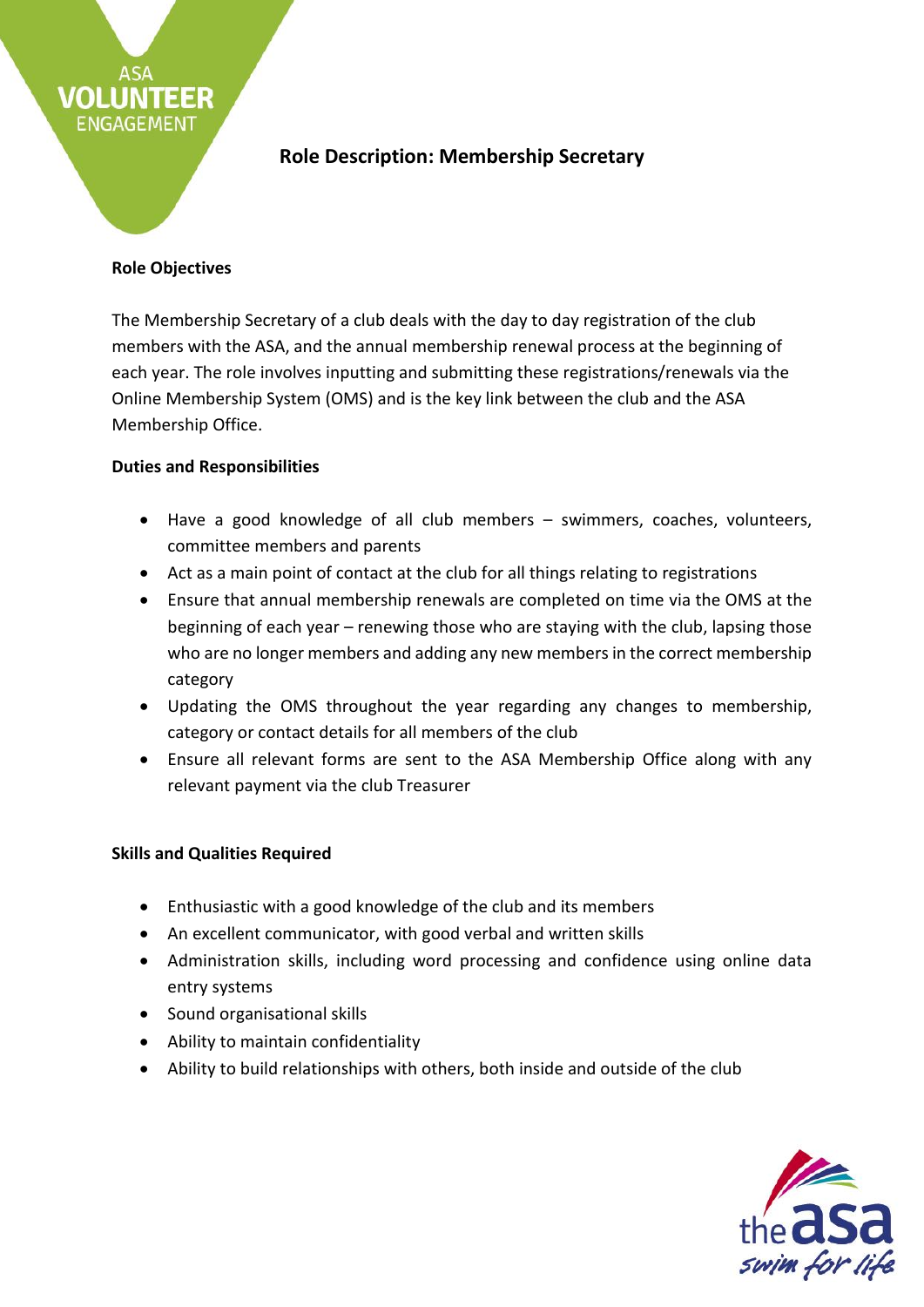# Role Description: Membership Secretary

**Role Objectives**

The Membership Secretary of a club deals with the day to day registration of the club members with the ASA, and the annual membership renewal process at the beginning of each year. The role involves inputting and submitting these registrations/renewals via the Online Membership System (OMS) and is the key link between the club and the ASA Membership Office.

**Duties and Responsibilities**

- Have a good knowledge of all club members – swimmers, coaches, volunteers, committee members and parents
- Act as a main point of contact at the club for all things relating to registrations
- Ensure that annual membership renewals are completed on time via the OMS at the beginning of each year – renewing those who are staying with the club, lapsing those who are no longer members and adding any new members in the correct membership category
- Updating the OMS throughout the year regarding any changes to membership, category or contact details for all members of the club
- Ensure all relevant forms are sent to the ASA Membership Office along with any relevant payment via the club Treasurer

**Skills and Qualities Required**

- Enthusiastic with a good knowledge of the club and its members
- An excellent communicator, with good verbal and written skills
- Administration skills, including word processing and confidence using online data entry systems
- Sound organisational skills
- Ability to maintain confidentiality
- Ability to build relationships with others, both inside and outside of the club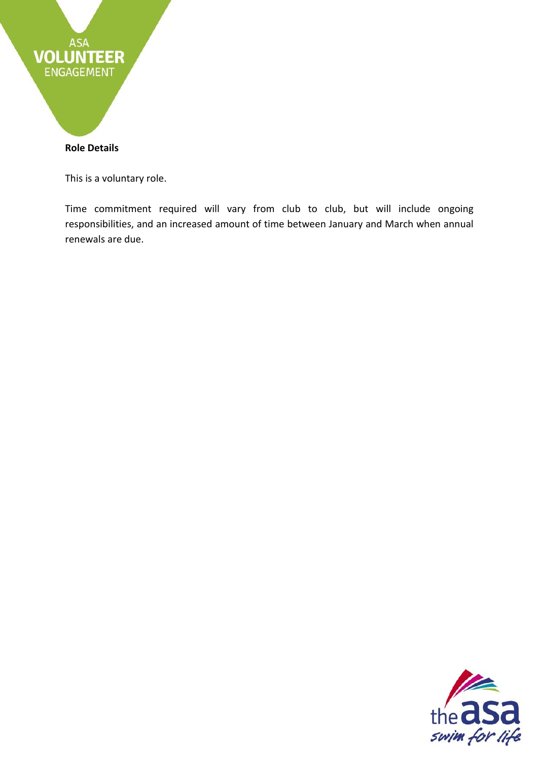**Role Details**

This is a voluntary role.

Time commitment required will vary from club to club, but will include ongoing responsibilities, and an increased amount of time between January and March when annual renewals are due.